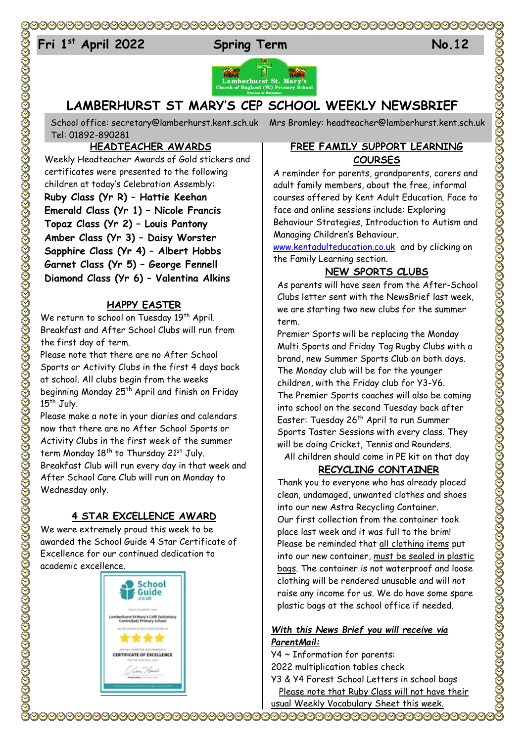Fri 1st April 2022 — Spring Term — No.12

# LAMBERHURST ST MARY'S CEP SCHOOL WEEKLY NEWSBRIEF

School office: secretary@lamberhurst.kent.sch.uk Mrs Bromley: headteacher@lamberhurst.kent.sch.uk Tel: 01892-890281

## HEADTEACHER AWARDS

Weekly Headteacher Awards of Gold stickers and certificates were presented to the following children at today's Celebration Assembly:

**Ruby Class (Yr R) – Hattie Keehan**
**Emerald Class (Yr 1) – Nicole Francis**
**Topaz Class (Yr 2) – Louis Pantony**
**Amber Class (Yr 3) – Daisy Worster**
**Sapphire Class (Yr 4) – Albert Hobbs**
**Garnet Class (Yr 5) – George Fennell**
**Diamond Class (Yr 6) – Valentina Alkins**

## HAPPY EASTER

We return to school on Tuesday 19th April. Breakfast and After School Clubs will run from the first day of term.

Please note that there are no After School Sports or Activity Clubs in the first 4 days back at school. All clubs begin from the weeks beginning Monday 25th April and finish on Friday 15th July.

Please make a note in your diaries and calendars now that there are no After School Sports or Activity Clubs in the first week of the summer term Monday 18th to Thursday 21st July. Breakfast Club will run every day in that week and After School Care Club will run on Monday to Wednesday only.

## 4 STAR EXCELLENCE AWARD

We were extremely proud this week to be awarded the School Guide 4 Star Certificate of Excellence for our continued dedication to academic excellence.

## FREE FAMILY SUPPORT LEARNING COURSES

A reminder for parents, grandparents, carers and adult family members, about the free, informal courses offered by Kent Adult Education. Face to face and online sessions include: Exploring Behaviour Strategies, Introduction to Autism and Managing Children's Behaviour.

www.kentadulteducation.co.uk and by clicking on the Family Learning section.

## NEW SPORTS CLUBS

As parents will have seen from the After-School Clubs letter sent with the NewsBrief last week, we are starting two new clubs for the summer term.

Premier Sports will be replacing the Monday Multi Sports and Friday Tag Rugby Clubs with a brand, new Summer Sports Club on both days. The Monday club will be for the younger children, with the Friday club for Y3-Y6.

The Premier Sports coaches will also be coming into school on the second Tuesday back after Easter: Tuesday 26th April to run Summer Sports Taster Sessions with every class. They will be doing Cricket, Tennis and Rounders.

All children should come in PE kit on that day

## RECYCLING CONTAINER

Thank you to everyone who has already placed clean, undamaged, unwanted clothes and shoes into our new Astra Recycling Container.

Our first collection from the container took place last week and it was full to the brim! Please be reminded that all clothing items put into our new container, must be sealed in plastic bags. The container is not waterproof and loose clothing will be rendered unusable and will not raise any income for us. We do have some spare plastic bags at the school office if needed.

***With this News Brief you will receive via ParentMail:***

Y4 ~ Information for parents:
2022 multiplication tables check
Y3 & Y4 Forest School Letters in school bags

Please note that Ruby Class will not have their usual Weekly Vocabulary Sheet this week.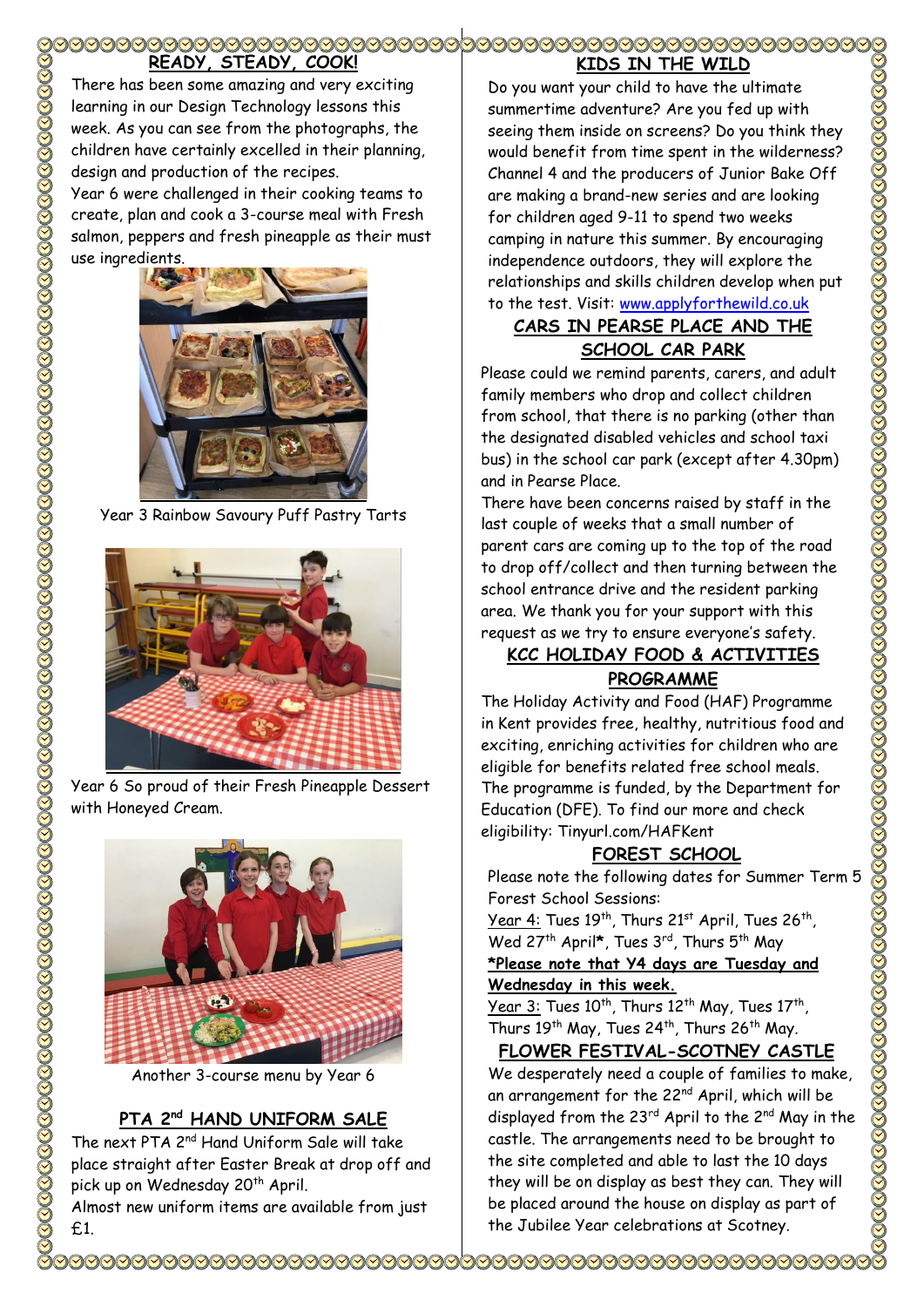## READY, STEADY, COOK!

There has been some amazing and very exciting learning in our Design Technology lessons this week. As you can see from the photographs, the children have certainly excelled in their planning, design and production of the recipes.

Year 6 were challenged in their cooking teams to create, plan and cook a 3-course meal with Fresh salmon, peppers and fresh pineapple as their must use ingredients.

Year 3 Rainbow Savoury Puff Pastry Tarts

Year 6 So proud of their Fresh Pineapple Dessert with Honeyed Cream.

Another 3-course menu by Year 6

## PTA 2nd HAND UNIFORM SALE

The next PTA 2nd Hand Uniform Sale will take place straight after Easter Break at drop off and pick up on Wednesday 20th April.

Almost new uniform items are available from just £1.

## KIDS IN THE WILD

Do you want your child to have the ultimate summertime adventure? Are you fed up with seeing them inside on screens? Do you think they would benefit from time spent in the wilderness? Channel 4 and the producers of Junior Bake Off are making a brand-new series and are looking for children aged 9-11 to spend two weeks camping in nature this summer. By encouraging independence outdoors, they will explore the relationships and skills children develop when put to the test. Visit: www.applyforthewild.co.uk

## CARS IN PEARSE PLACE AND THE SCHOOL CAR PARK

Please could we remind parents, carers, and adult family members who drop and collect children from school, that there is no parking (other than the designated disabled vehicles and school taxi bus) in the school car park (except after 4.30pm) and in Pearse Place.

There have been concerns raised by staff in the last couple of weeks that a small number of parent cars are coming up to the top of the road to drop off/collect and then turning between the school entrance drive and the resident parking area. We thank you for your support with this request as we try to ensure everyone's safety.

## KCC HOLIDAY FOOD & ACTIVITIES PROGRAMME

The Holiday Activity and Food (HAF) Programme in Kent provides free, healthy, nutritious food and exciting, enriching activities for children who are eligible for benefits related free school meals. The programme is funded, by the Department for Education (DFE). To find our more and check eligibility: Tinyurl.com/HAFKent

## FOREST SCHOOL

Please note the following dates for Summer Term 5 Forest School Sessions:

Year 4: Tues 19th, Thurs 21st April, Tues 26th, Wed 27th April*, Tues 3rd, Thurs 5th May

***Please note that Y4 days are Tuesday and Wednesday in this week.**

Year 3: Tues 10th, Thurs 12th May, Tues 17th, Thurs 19th May, Tues 24th, Thurs 26th May.

## FLOWER FESTIVAL-SCOTNEY CASTLE

We desperately need a couple of families to make, an arrangement for the 22nd April, which will be displayed from the 23rd April to the 2nd May in the castle. The arrangements need to be brought to the site completed and able to last the 10 days they will be on display as best they can. They will be placed around the house on display as part of the Jubilee Year celebrations at Scotney.